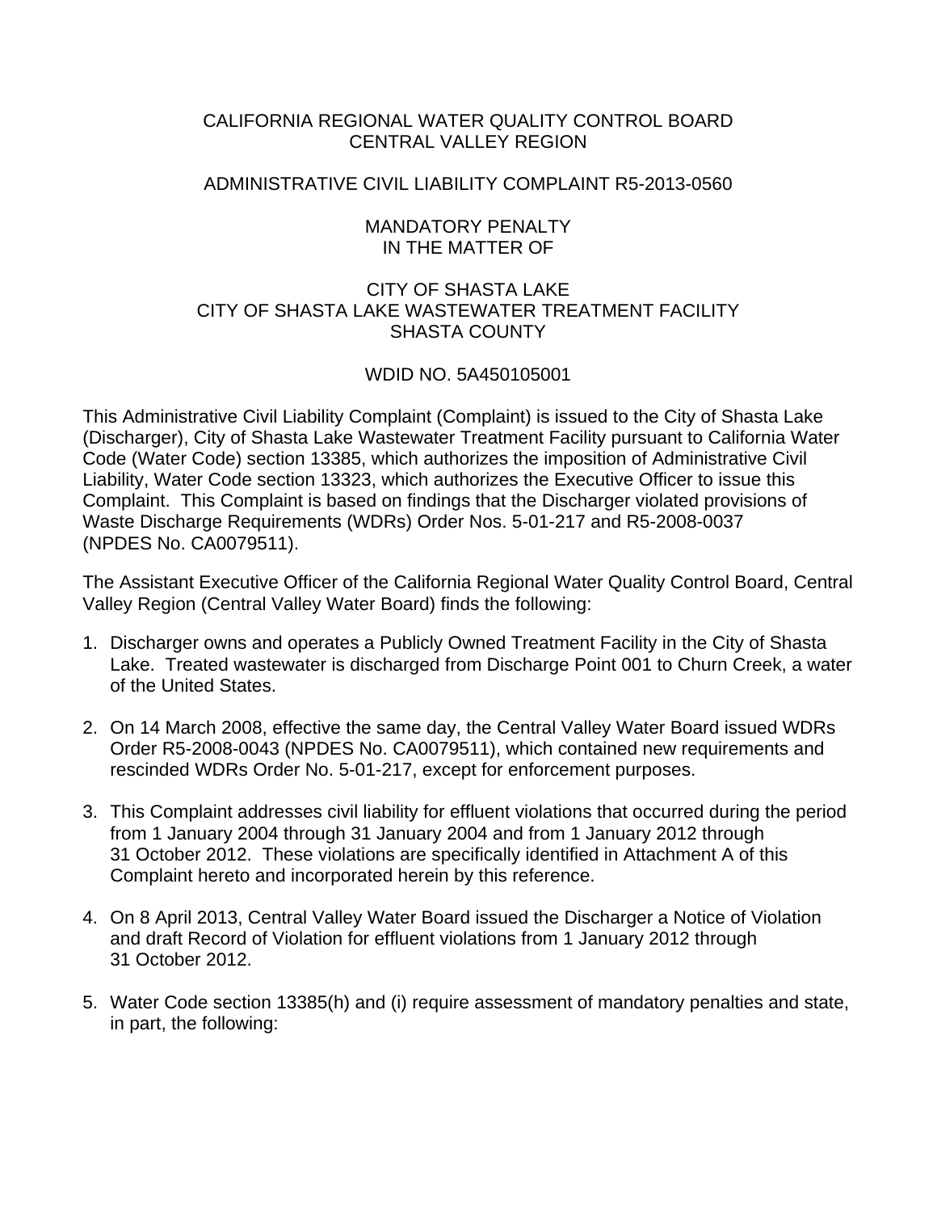CALIFORNIA REGIONAL WATER QUALITY CONTROL BOARD
CENTRAL VALLEY REGION

ADMINISTRATIVE CIVIL LIABILITY COMPLAINT R5-2013-0560

MANDATORY PENALTY
IN THE MATTER OF

CITY OF SHASTA LAKE
CITY OF SHASTA LAKE WASTEWATER TREATMENT FACILITY
SHASTA COUNTY

WDID NO. 5A450105001

This Administrative Civil Liability Complaint (Complaint) is issued to the City of Shasta Lake (Discharger), City of Shasta Lake Wastewater Treatment Facility pursuant to California Water Code (Water Code) section 13385, which authorizes the imposition of Administrative Civil Liability, Water Code section 13323, which authorizes the Executive Officer to issue this Complaint. This Complaint is based on findings that the Discharger violated provisions of Waste Discharge Requirements (WDRs) Order Nos. 5-01-217 and R5-2008-0037 (NPDES No. CA0079511).

The Assistant Executive Officer of the California Regional Water Quality Control Board, Central Valley Region (Central Valley Water Board) finds the following:

1. Discharger owns and operates a Publicly Owned Treatment Facility in the City of Shasta Lake. Treated wastewater is discharged from Discharge Point 001 to Churn Creek, a water of the United States.

2. On 14 March 2008, effective the same day, the Central Valley Water Board issued WDRs Order R5-2008-0043 (NPDES No. CA0079511), which contained new requirements and rescinded WDRs Order No. 5-01-217, except for enforcement purposes.

3. This Complaint addresses civil liability for effluent violations that occurred during the period from 1 January 2004 through 31 January 2004 and from 1 January 2012 through 31 October 2012. These violations are specifically identified in Attachment A of this Complaint hereto and incorporated herein by this reference.

4. On 8 April 2013, Central Valley Water Board issued the Discharger a Notice of Violation and draft Record of Violation for effluent violations from 1 January 2012 through 31 October 2012.

5. Water Code section 13385(h) and (i) require assessment of mandatory penalties and state, in part, the following: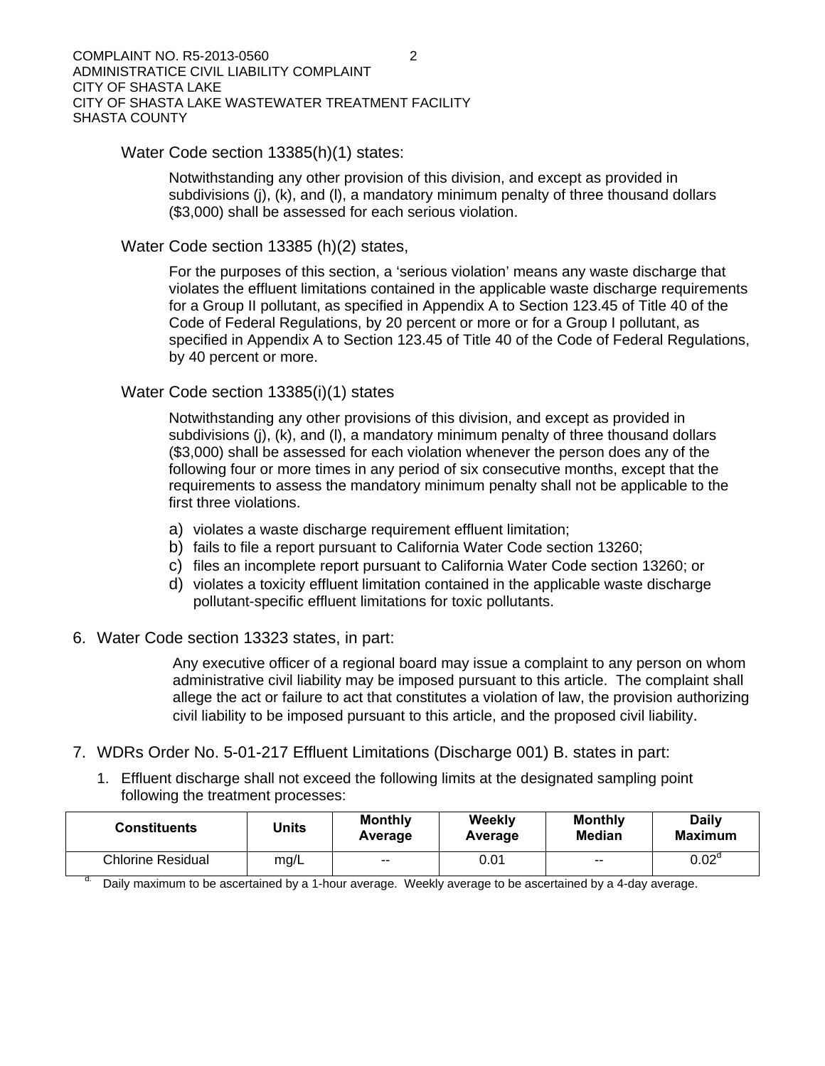Water Code section 13385(h)(1) states:

> Notwithstanding any other provision of this division, and except as provided in subdivisions (j), (k), and (l), a mandatory minimum penalty of three thousand dollars ($3,000) shall be assessed for each serious violation.

Water Code section 13385 (h)(2) states,

> For the purposes of this section, a 'serious violation' means any waste discharge that violates the effluent limitations contained in the applicable waste discharge requirements for a Group II pollutant, as specified in Appendix A to Section 123.45 of Title 40 of the Code of Federal Regulations, by 20 percent or more or for a Group I pollutant, as specified in Appendix A to Section 123.45 of Title 40 of the Code of Federal Regulations, by 40 percent or more.

Water Code section 13385(i)(1) states

> Notwithstanding any other provisions of this division, and except as provided in subdivisions (j), (k), and (l), a mandatory minimum penalty of three thousand dollars ($3,000) shall be assessed for each violation whenever the person does any of the following four or more times in any period of six consecutive months, except that the requirements to assess the mandatory minimum penalty shall not be applicable to the first three violations.
>
> a) violates a waste discharge requirement effluent limitation;
> b) fails to file a report pursuant to California Water Code section 13260;
> c) files an incomplete report pursuant to California Water Code section 13260; or
> d) violates a toxicity effluent limitation contained in the applicable waste discharge pollutant-specific effluent limitations for toxic pollutants.

6. Water Code section 13323 states, in part:

> Any executive officer of a regional board may issue a complaint to any person on whom administrative civil liability may be imposed pursuant to this article. The complaint shall allege the act or failure to act that constitutes a violation of law, the provision authorizing civil liability to be imposed pursuant to this article, and the proposed civil liability.

7. WDRs Order No. 5-01-217 Effluent Limitations (Discharge 001) B. states in part:

    1. Effluent discharge shall not exceed the following limits at the designated sampling point following the treatment processes:

| Constituents | Units | Monthly Average | Weekly Average | Monthly Median | Daily Maximum |
|---|---|---|---|---|---|
| Chlorine Residual | mg/L | -- | 0.01 | -- | 0.02[d] |

[d.] Daily maximum to be ascertained by a 1-hour average. Weekly average to be ascertained by a 4-day average.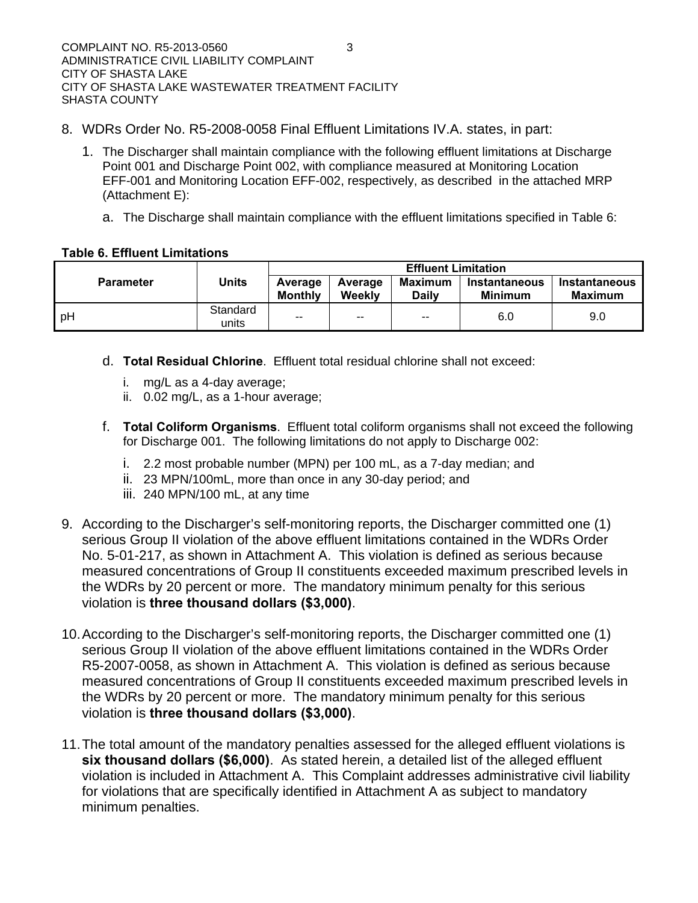8. WDRs Order No. R5-2008-0058 Final Effluent Limitations IV.A. states, in part:

   1. The Discharger shall maintain compliance with the following effluent limitations at Discharge Point 001 and Discharge Point 002, with compliance measured at Monitoring Location EFF-001 and Monitoring Location EFF-002, respectively, as described in the attached MRP (Attachment E):

      a. The Discharge shall maintain compliance with the effluent limitations specified in Table 6:

**Table 6. Effluent Limitations**

| Parameter | Units | Effluent Limitation | | | | |
|---|---|---|---|---|---|---|
| | | **Average Monthly** | **Average Weekly** | **Maximum Daily** | **Instantaneous Minimum** | **Instantaneous Maximum** |
| pH | Standard units | -- | -- | -- | 6.0 | 9.0 |

d. **Total Residual Chlorine**. Effluent total residual chlorine shall not exceed:

   i. mg/L as a 4-day average;
   ii. 0.02 mg/L, as a 1-hour average;

f. **Total Coliform Organisms**. Effluent total coliform organisms shall not exceed the following for Discharge 001. The following limitations do not apply to Discharge 002:

   i. 2.2 most probable number (MPN) per 100 mL, as a 7-day median; and
   ii. 23 MPN/100mL, more than once in any 30-day period; and
   iii. 240 MPN/100 mL, at any time

9. According to the Discharger's self-monitoring reports, the Discharger committed one (1) serious Group II violation of the above effluent limitations contained in the WDRs Order No. 5-01-217, as shown in Attachment A. This violation is defined as serious because measured concentrations of Group II constituents exceeded maximum prescribed levels in the WDRs by 20 percent or more. The mandatory minimum penalty for this serious violation is **three thousand dollars ($3,000)**.

10. According to the Discharger's self-monitoring reports, the Discharger committed one (1) serious Group II violation of the above effluent limitations contained in the WDRs Order R5-2007-0058, as shown in Attachment A. This violation is defined as serious because measured concentrations of Group II constituents exceeded maximum prescribed levels in the WDRs by 20 percent or more. The mandatory minimum penalty for this serious violation is **three thousand dollars ($3,000)**.

11. The total amount of the mandatory penalties assessed for the alleged effluent violations is **six thousand dollars ($6,000)**. As stated herein, a detailed list of the alleged effluent violation is included in Attachment A. This Complaint addresses administrative civil liability for violations that are specifically identified in Attachment A as subject to mandatory minimum penalties.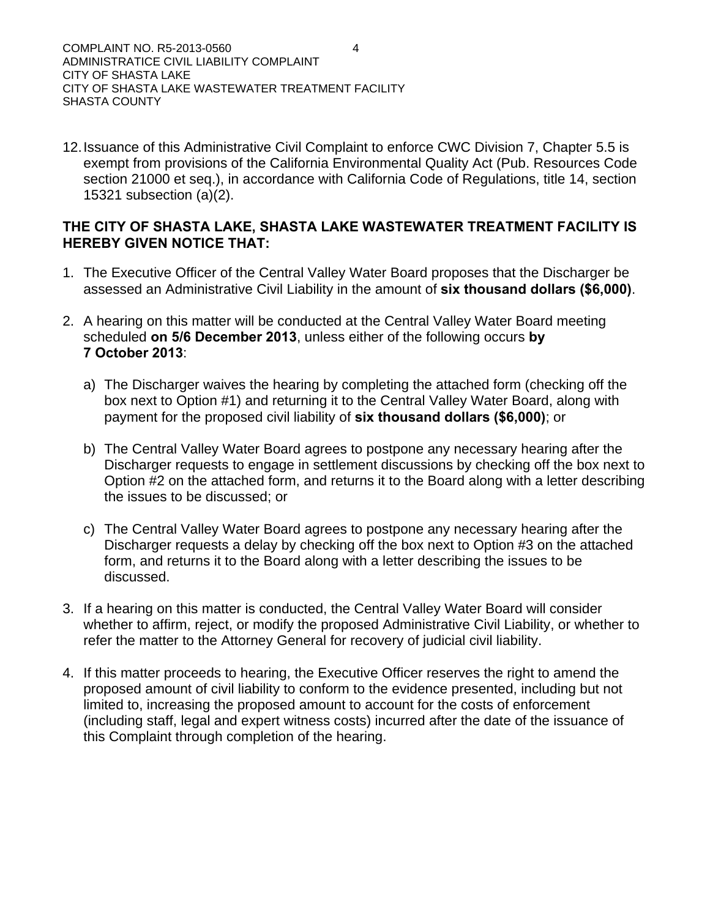12. Issuance of this Administrative Civil Complaint to enforce CWC Division 7, Chapter 5.5 is exempt from provisions of the California Environmental Quality Act (Pub. Resources Code section 21000 et seq.), in accordance with California Code of Regulations, title 14, section 15321 subsection (a)(2).

**THE CITY OF SHASTA LAKE, SHASTA LAKE WASTEWATER TREATMENT FACILITY IS HEREBY GIVEN NOTICE THAT:**

1. The Executive Officer of the Central Valley Water Board proposes that the Discharger be assessed an Administrative Civil Liability in the amount of **six thousand dollars ($6,000)**.

2. A hearing on this matter will be conducted at the Central Valley Water Board meeting scheduled **on 5/6 December 2013**, unless either of the following occurs **by 7 October 2013**:

   a) The Discharger waives the hearing by completing the attached form (checking off the box next to Option #1) and returning it to the Central Valley Water Board, along with payment for the proposed civil liability of **six thousand dollars ($6,000)**; or

   b) The Central Valley Water Board agrees to postpone any necessary hearing after the Discharger requests to engage in settlement discussions by checking off the box next to Option #2 on the attached form, and returns it to the Board along with a letter describing the issues to be discussed; or

   c) The Central Valley Water Board agrees to postpone any necessary hearing after the Discharger requests a delay by checking off the box next to Option #3 on the attached form, and returns it to the Board along with a letter describing the issues to be discussed.

3. If a hearing on this matter is conducted, the Central Valley Water Board will consider whether to affirm, reject, or modify the proposed Administrative Civil Liability, or whether to refer the matter to the Attorney General for recovery of judicial civil liability.

4. If this matter proceeds to hearing, the Executive Officer reserves the right to amend the proposed amount of civil liability to conform to the evidence presented, including but not limited to, increasing the proposed amount to account for the costs of enforcement (including staff, legal and expert witness costs) incurred after the date of the issuance of this Complaint through completion of the hearing.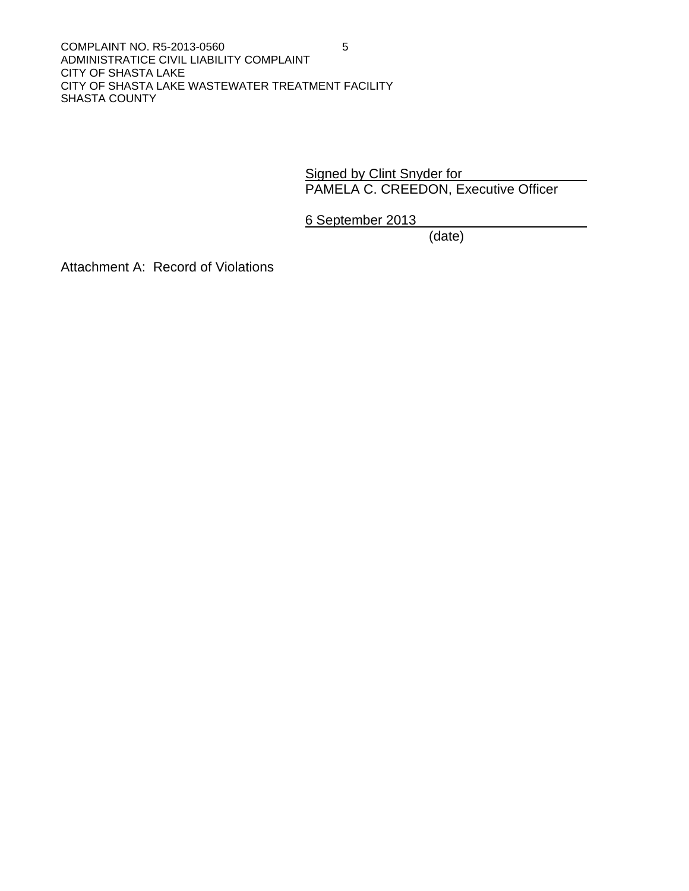Signed by Clint Snyder for

PAMELA C. CREEDON, Executive Officer

6 September 2013

(date)

Attachment A: Record of Violations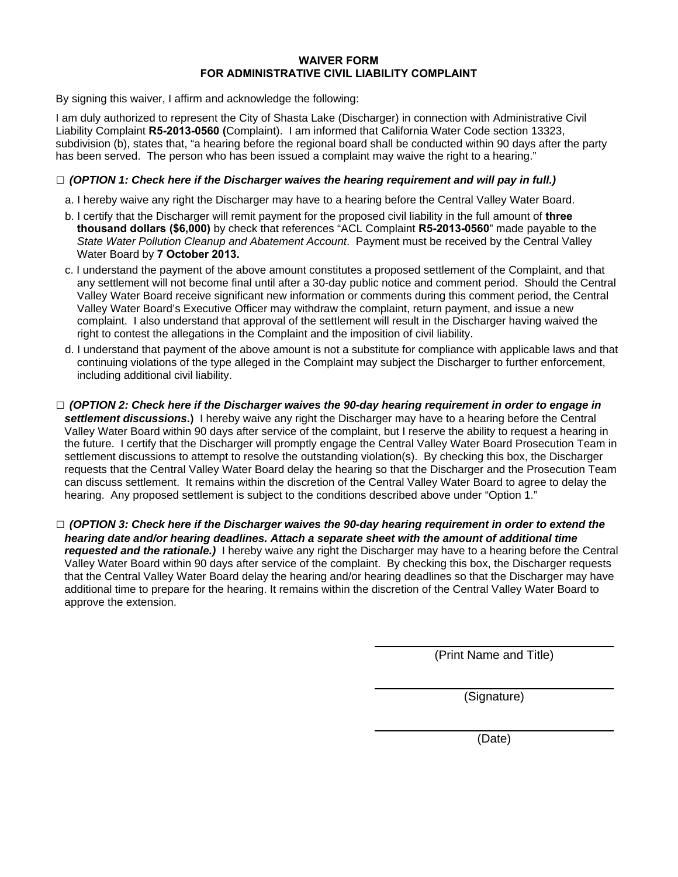**WAIVER FORM**
**FOR ADMINISTRATIVE CIVIL LIABILITY COMPLAINT**

By signing this waiver, I affirm and acknowledge the following:

I am duly authorized to represent the City of Shasta Lake (Discharger) in connection with Administrative Civil Liability Complaint **R5-2013-0560 (**Complaint). I am informed that California Water Code section 13323, subdivision (b), states that, "a hearing before the regional board shall be conducted within 90 days after the party has been served. The person who has been issued a complaint may waive the right to a hearing."

□ ***(OPTION 1: Check here if the Discharger waives the hearing requirement and will pay in full.)***

a. I hereby waive any right the Discharger may have to a hearing before the Central Valley Water Board.

b. I certify that the Discharger will remit payment for the proposed civil liability in the full amount of **three thousand dollars ($6,000)** by check that references "ACL Complaint **R5-2013-0560**" made payable to the *State Water Pollution Cleanup and Abatement Account*. Payment must be received by the Central Valley Water Board by **7 October 2013.**

c. I understand the payment of the above amount constitutes a proposed settlement of the Complaint, and that any settlement will not become final until after a 30-day public notice and comment period. Should the Central Valley Water Board receive significant new information or comments during this comment period, the Central Valley Water Board's Executive Officer may withdraw the complaint, return payment, and issue a new complaint. I also understand that approval of the settlement will result in the Discharger having waived the right to contest the allegations in the Complaint and the imposition of civil liability.

d. I understand that payment of the above amount is not a substitute for compliance with applicable laws and that continuing violations of the type alleged in the Complaint may subject the Discharger to further enforcement, including additional civil liability.

□ ***(OPTION 2: Check here if the Discharger waives the 90-day hearing requirement in order to engage in settlement discussions*.)** I hereby waive any right the Discharger may have to a hearing before the Central Valley Water Board within 90 days after service of the complaint, but I reserve the ability to request a hearing in the future. I certify that the Discharger will promptly engage the Central Valley Water Board Prosecution Team in settlement discussions to attempt to resolve the outstanding violation(s). By checking this box, the Discharger requests that the Central Valley Water Board delay the hearing so that the Discharger and the Prosecution Team can discuss settlement. It remains within the discretion of the Central Valley Water Board to agree to delay the hearing. Any proposed settlement is subject to the conditions described above under "Option 1."

□ ***(OPTION 3: Check here if the Discharger waives the 90-day hearing requirement in order to extend the hearing date and/or hearing deadlines. Attach a separate sheet with the amount of additional time requested and the rationale.)*** I hereby waive any right the Discharger may have to a hearing before the Central Valley Water Board within 90 days after service of the complaint. By checking this box, the Discharger requests that the Central Valley Water Board delay the hearing and/or hearing deadlines so that the Discharger may have additional time to prepare for the hearing. It remains within the discretion of the Central Valley Water Board to approve the extension.

\_\_\_\_\_\_\_\_\_\_\_\_\_\_\_\_\_\_\_\_\_\_\_\_\_\_\_\_\_\_\_\_
(Print Name and Title)

\_\_\_\_\_\_\_\_\_\_\_\_\_\_\_\_\_\_\_\_\_\_\_\_\_\_\_\_\_\_\_\_
(Signature)

\_\_\_\_\_\_\_\_\_\_\_\_\_\_\_\_\_\_\_\_\_\_\_\_\_\_\_\_\_\_\_\_
(Date)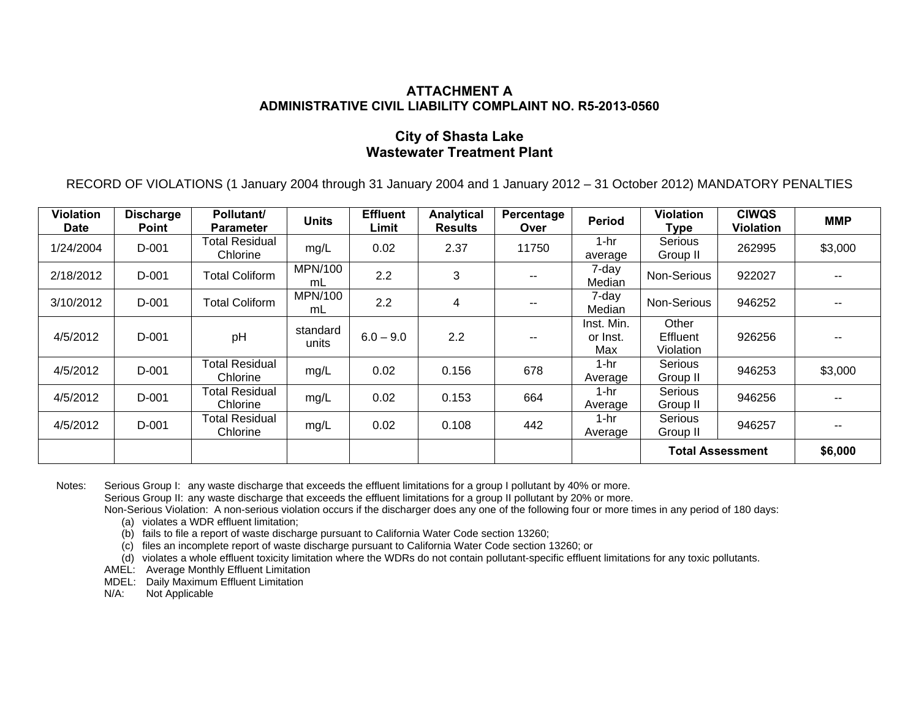**ATTACHMENT A**
**ADMINISTRATIVE CIVIL LIABILITY COMPLAINT NO. R5-2013-0560**

**City of Shasta Lake**
**Wastewater Treatment Plant**

RECORD OF VIOLATIONS (1 January 2004 through 31 January 2004 and 1 January 2012 – 31 October 2012) MANDATORY PENALTIES

| Violation Date | Discharge Point | Pollutant/ Parameter | Units | Effluent Limit | Analytical Results | Percentage Over | Period | Violation Type | CIWQS Violation | MMP |
|---|---|---|---|---|---|---|---|---|---|---|
| 1/24/2004 | D-001 | Total Residual Chlorine | mg/L | 0.02 | 2.37 | 11750 | 1-hr average | Serious Group II | 262995 | $3,000 |
| 2/18/2012 | D-001 | Total Coliform | MPN/100 mL | 2.2 | 3 | -- | 7-day Median | Non-Serious | 922027 | -- |
| 3/10/2012 | D-001 | Total Coliform | MPN/100 mL | 2.2 | 4 | -- | 7-day Median | Non-Serious | 946252 | -- |
| 4/5/2012 | D-001 | pH | standard units | 6.0 – 9.0 | 2.2 | -- | Inst. Min. or Inst. Max | Other Effluent Violation | 926256 | -- |
| 4/5/2012 | D-001 | Total Residual Chlorine | mg/L | 0.02 | 0.156 | 678 | 1-hr Average | Serious Group II | 946253 | $3,000 |
| 4/5/2012 | D-001 | Total Residual Chlorine | mg/L | 0.02 | 0.153 | 664 | 1-hr Average | Serious Group II | 946256 | -- |
| 4/5/2012 | D-001 | Total Residual Chlorine | mg/L | 0.02 | 0.108 | 442 | 1-hr Average | Serious Group II | 946257 | -- |
| | | | | | | | | **Total Assessment** | | **$6,000** |

Notes: Serious Group I: any waste discharge that exceeds the effluent limitations for a group I pollutant by 40% or more.
Serious Group II: any waste discharge that exceeds the effluent limitations for a group II pollutant by 20% or more.
Non-Serious Violation: A non-serious violation occurs if the discharger does any one of the following four or more times in any period of 180 days:

(a) violates a WDR effluent limitation;
(b) fails to file a report of waste discharge pursuant to California Water Code section 13260;
(c) files an incomplete report of waste discharge pursuant to California Water Code section 13260; or
(d) violates a whole effluent toxicity limitation where the WDRs do not contain pollutant-specific effluent limitations for any toxic pollutants.

AMEL: Average Monthly Effluent Limitation
MDEL: Daily Maximum Effluent Limitation
N/A: Not Applicable